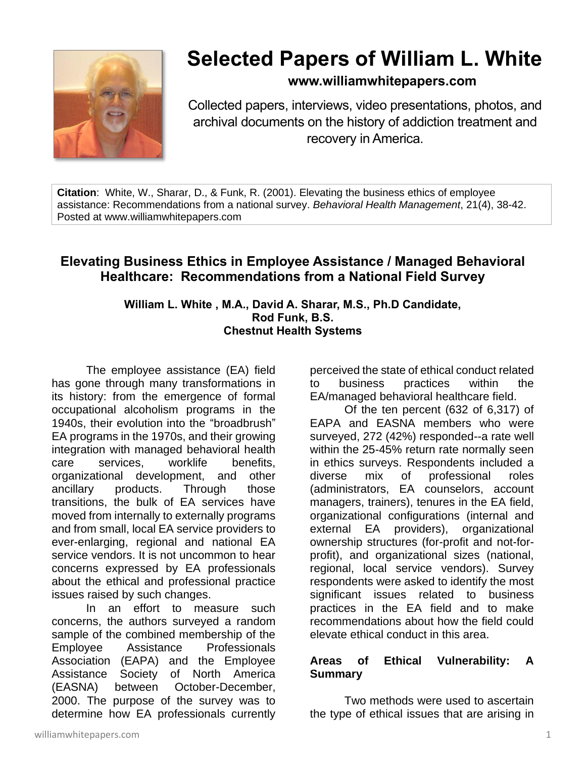# Selected Papers of William L. White

**www.williamwhitepapers.com**

Collected papers, interviews, video presentations, photos, and archival documents on the history of addiction treatment and recovery in America.

**Citation**: White, W., Sharar, D., & Funk, R. (2001). Elevating the business ethics of employee assistance: Recommendations from a national survey. *Behavioral Health Management*, 21(4), 38-42. Posted at www.williamwhitepapers.com

## Elevating Business Ethics in Employee Assistance / Managed Behavioral Healthcare: Recommendations from a National Field Survey

**William L. White , M.A., David A. Sharar, M.S., Ph.D Candidate, Rod Funk, B.S.**
**Chestnut Health Systems**

The employee assistance (EA) field has gone through many transformations in its history: from the emergence of formal occupational alcoholism programs in the 1940s, their evolution into the "broadbrush" EA programs in the 1970s, and their growing integration with managed behavioral health care services, worklife benefits, organizational development, and other ancillary products. Through those transitions, the bulk of EA services have moved from internally to externally programs and from small, local EA service providers to ever-enlarging, regional and national EA service vendors. It is not uncommon to hear concerns expressed by EA professionals about the ethical and professional practice issues raised by such changes.

In an effort to measure such concerns, the authors surveyed a random sample of the combined membership of the Employee Assistance Professionals Association (EAPA) and the Employee Assistance Society of North America (EASNA) between October-December, 2000. The purpose of the survey was to determine how EA professionals currently perceived the state of ethical conduct related to business practices within the EA/managed behavioral healthcare field.

Of the ten percent (632 of 6,317) of EAPA and EASNA members who were surveyed, 272 (42%) responded--a rate well within the 25-45% return rate normally seen in ethics surveys. Respondents included a diverse mix of professional roles (administrators, EA counselors, account managers, trainers), tenures in the EA field, organizational configurations (internal and external EA providers), organizational ownership structures (for-profit and not-for-profit), and organizational sizes (national, regional, local service vendors). Survey respondents were asked to identify the most significant issues related to business practices in the EA field and to make recommendations about how the field could elevate ethical conduct in this area.

### Areas of Ethical Vulnerability: A Summary

Two methods were used to ascertain the type of ethical issues that are arising in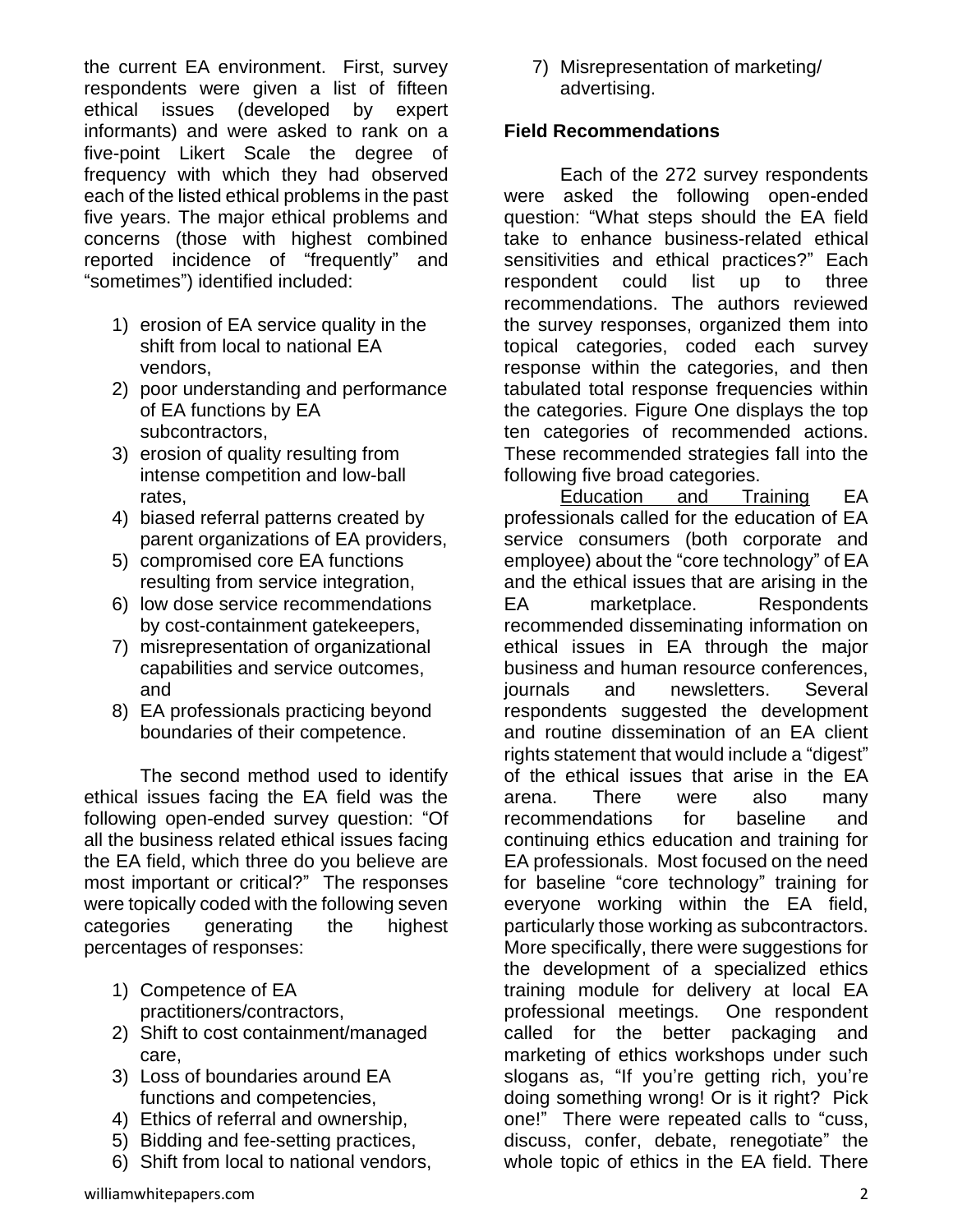the current EA environment. First, survey respondents were given a list of fifteen ethical issues (developed by expert informants) and were asked to rank on a five-point Likert Scale the degree of frequency with which they had observed each of the listed ethical problems in the past five years. The major ethical problems and concerns (those with highest combined reported incidence of "frequently" and "sometimes") identified included:

1) erosion of EA service quality in the shift from local to national EA vendors,
2) poor understanding and performance of EA functions by EA subcontractors,
3) erosion of quality resulting from intense competition and low-ball rates,
4) biased referral patterns created by parent organizations of EA providers,
5) compromised core EA functions resulting from service integration,
6) low dose service recommendations by cost-containment gatekeepers,
7) misrepresentation of organizational capabilities and service outcomes, and
8) EA professionals practicing beyond boundaries of their competence.

The second method used to identify ethical issues facing the EA field was the following open-ended survey question: "Of all the business related ethical issues facing the EA field, which three do you believe are most important or critical?" The responses were topically coded with the following seven categories generating the highest percentages of responses:

1) Competence of EA practitioners/contractors,
2) Shift to cost containment/managed care,
3) Loss of boundaries around EA functions and competencies,
4) Ethics of referral and ownership,
5) Bidding and fee-setting practices,
6) Shift from local to national vendors,
7) Misrepresentation of marketing/ advertising.

**Field Recommendations**

Each of the 272 survey respondents were asked the following open-ended question: "What steps should the EA field take to enhance business-related ethical sensitivities and ethical practices?" Each respondent could list up to three recommendations. The authors reviewed the survey responses, organized them into topical categories, coded each survey response within the categories, and then tabulated total response frequencies within the categories. Figure One displays the top ten categories of recommended actions. These recommended strategies fall into the following five broad categories.

Education and Training EA professionals called for the education of EA service consumers (both corporate and employee) about the "core technology" of EA and the ethical issues that are arising in the EA marketplace. Respondents recommended disseminating information on ethical issues in EA through the major business and human resource conferences, journals and newsletters. Several respondents suggested the development and routine dissemination of an EA client rights statement that would include a "digest" of the ethical issues that arise in the EA arena. There were also many recommendations for baseline and continuing ethics education and training for EA professionals. Most focused on the need for baseline "core technology" training for everyone working within the EA field, particularly those working as subcontractors. More specifically, there were suggestions for the development of a specialized ethics training module for delivery at local EA professional meetings. One respondent called for the better packaging and marketing of ethics workshops under such slogans as, "If you're getting rich, you're doing something wrong! Or is it right? Pick one!" There were repeated calls to "cuss, discuss, confer, debate, renegotiate" the whole topic of ethics in the EA field. There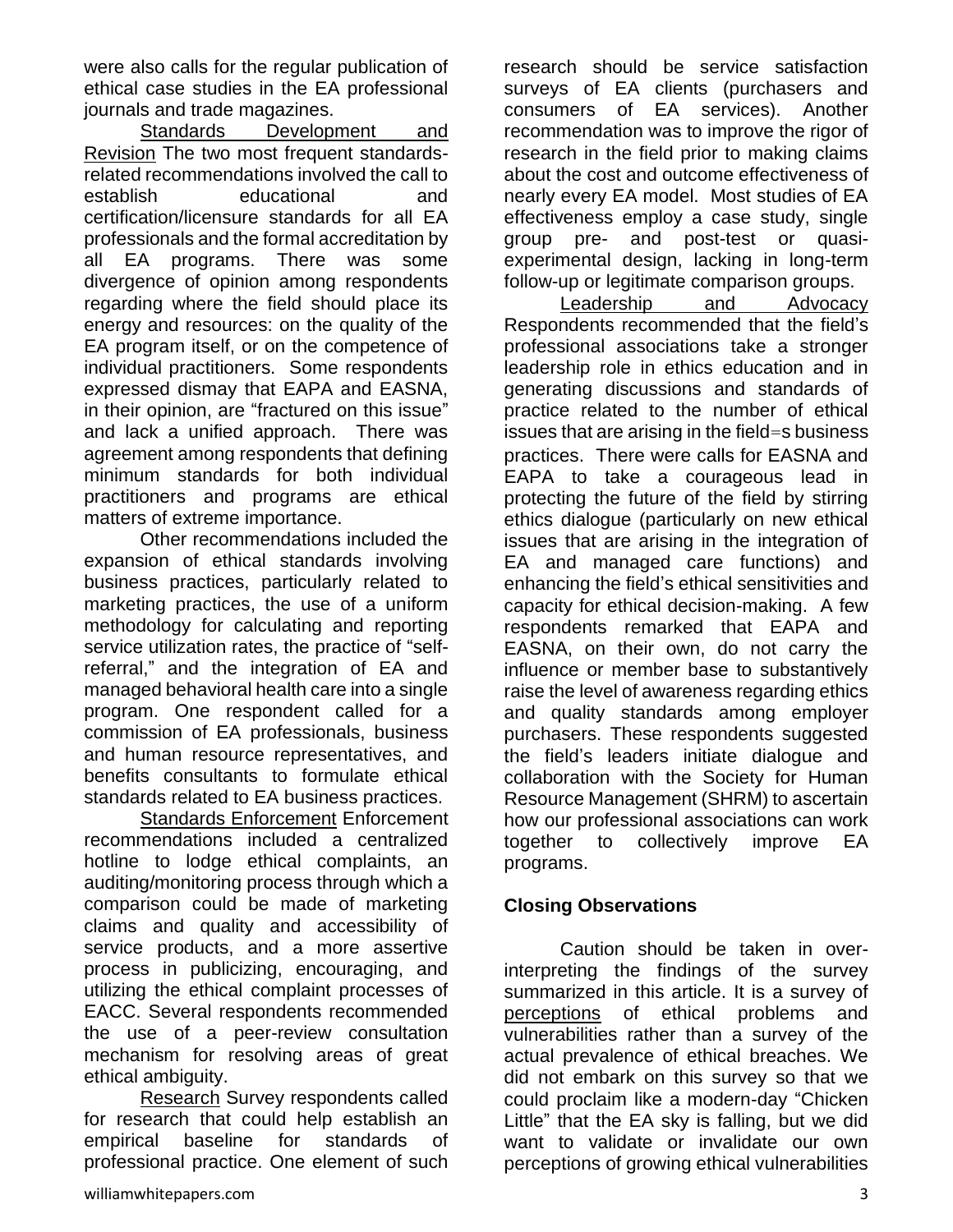were also calls for the regular publication of ethical case studies in the EA professional journals and trade magazines.

Standards Development and Revision The two most frequent standards-related recommendations involved the call to establish educational and certification/licensure standards for all EA professionals and the formal accreditation by all EA programs. There was some divergence of opinion among respondents regarding where the field should place its energy and resources: on the quality of the EA program itself, or on the competence of individual practitioners. Some respondents expressed dismay that EAPA and EASNA, in their opinion, are "fractured on this issue" and lack a unified approach. There was agreement among respondents that defining minimum standards for both individual practitioners and programs are ethical matters of extreme importance.

Other recommendations included the expansion of ethical standards involving business practices, particularly related to marketing practices, the use of a uniform methodology for calculating and reporting service utilization rates, the practice of "self-referral," and the integration of EA and managed behavioral health care into a single program. One respondent called for a commission of EA professionals, business and human resource representatives, and benefits consultants to formulate ethical standards related to EA business practices.

Standards Enforcement Enforcement recommendations included a centralized hotline to lodge ethical complaints, an auditing/monitoring process through which a comparison could be made of marketing claims and quality and accessibility of service products, and a more assertive process in publicizing, encouraging, and utilizing the ethical complaint processes of EACC. Several respondents recommended the use of a peer-review consultation mechanism for resolving areas of great ethical ambiguity.

Research Survey respondents called for research that could help establish an empirical baseline for standards of professional practice. One element of such research should be service satisfaction surveys of EA clients (purchasers and consumers of EA services). Another recommendation was to improve the rigor of research in the field prior to making claims about the cost and outcome effectiveness of nearly every EA model. Most studies of EA effectiveness employ a case study, single group pre- and post-test or quasi-experimental design, lacking in long-term follow-up or legitimate comparison groups.

Leadership and Advocacy Respondents recommended that the field's professional associations take a stronger leadership role in ethics education and in generating discussions and standards of practice related to the number of ethical issues that are arising in the field=s business practices. There were calls for EASNA and EAPA to take a courageous lead in protecting the future of the field by stirring ethics dialogue (particularly on new ethical issues that are arising in the integration of EA and managed care functions) and enhancing the field's ethical sensitivities and capacity for ethical decision-making. A few respondents remarked that EAPA and EASNA, on their own, do not carry the influence or member base to substantively raise the level of awareness regarding ethics and quality standards among employer purchasers. These respondents suggested the field's leaders initiate dialogue and collaboration with the Society for Human Resource Management (SHRM) to ascertain how our professional associations can work together to collectively improve EA programs.

## Closing Observations

Caution should be taken in over-interpreting the findings of the survey summarized in this article. It is a survey of perceptions of ethical problems and vulnerabilities rather than a survey of the actual prevalence of ethical breaches. We did not embark on this survey so that we could proclaim like a modern-day "Chicken Little" that the EA sky is falling, but we did want to validate or invalidate our own perceptions of growing ethical vulnerabilities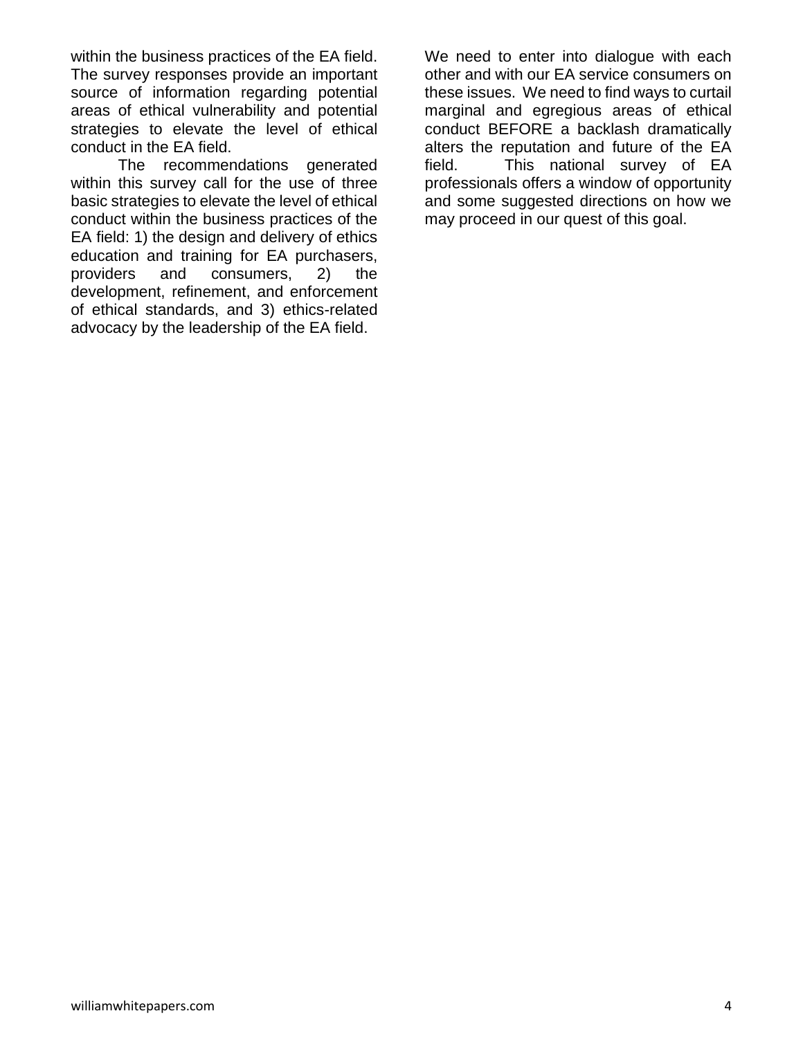within the business practices of the EA field. The survey responses provide an important source of information regarding potential areas of ethical vulnerability and potential strategies to elevate the level of ethical conduct in the EA field.

The recommendations generated within this survey call for the use of three basic strategies to elevate the level of ethical conduct within the business practices of the EA field: 1) the design and delivery of ethics education and training for EA purchasers, providers and consumers, 2) the development, refinement, and enforcement of ethical standards, and 3) ethics-related advocacy by the leadership of the EA field.

We need to enter into dialogue with each other and with our EA service consumers on these issues. We need to find ways to curtail marginal and egregious areas of ethical conduct BEFORE a backlash dramatically alters the reputation and future of the EA field. This national survey of EA professionals offers a window of opportunity and some suggested directions on how we may proceed in our quest of this goal.